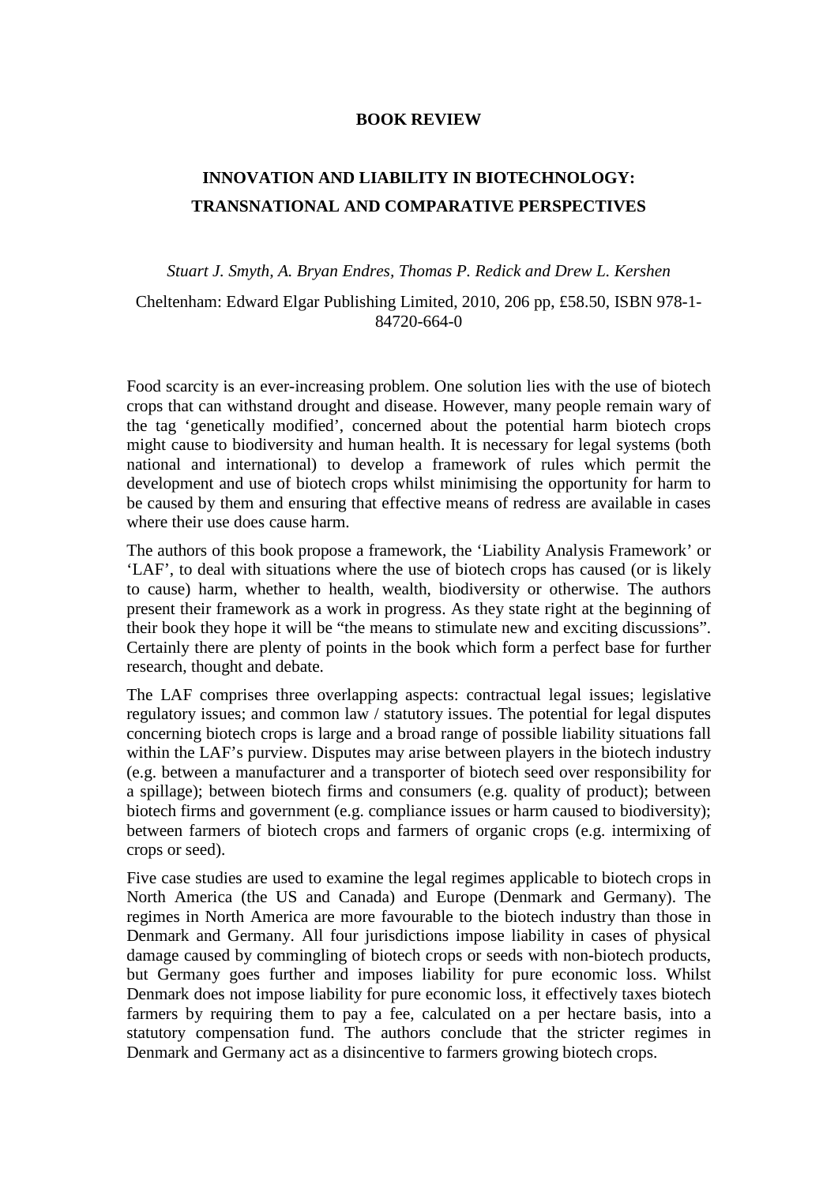**BOOK REVIEW**

# INNOVATION AND LIABILITY IN BIOTECHNOLOGY: TRANSNATIONAL AND COMPARATIVE PERSPECTIVES

*Stuart J. Smyth, A. Bryan Endres, Thomas P. Redick and Drew L. Kershen*

Cheltenham: Edward Elgar Publishing Limited, 2010, 206 pp, £58.50, ISBN 978-1-84720-664-0

Food scarcity is an ever-increasing problem. One solution lies with the use of biotech crops that can withstand drought and disease. However, many people remain wary of the tag 'genetically modified', concerned about the potential harm biotech crops might cause to biodiversity and human health. It is necessary for legal systems (both national and international) to develop a framework of rules which permit the development and use of biotech crops whilst minimising the opportunity for harm to be caused by them and ensuring that effective means of redress are available in cases where their use does cause harm.

The authors of this book propose a framework, the 'Liability Analysis Framework' or 'LAF', to deal with situations where the use of biotech crops has caused (or is likely to cause) harm, whether to health, wealth, biodiversity or otherwise. The authors present their framework as a work in progress. As they state right at the beginning of their book they hope it will be "the means to stimulate new and exciting discussions". Certainly there are plenty of points in the book which form a perfect base for further research, thought and debate.

The LAF comprises three overlapping aspects: contractual legal issues; legislative regulatory issues; and common law / statutory issues. The potential for legal disputes concerning biotech crops is large and a broad range of possible liability situations fall within the LAF's purview. Disputes may arise between players in the biotech industry (e.g. between a manufacturer and a transporter of biotech seed over responsibility for a spillage); between biotech firms and consumers (e.g. quality of product); between biotech firms and government (e.g. compliance issues or harm caused to biodiversity); between farmers of biotech crops and farmers of organic crops (e.g. intermixing of crops or seed).

Five case studies are used to examine the legal regimes applicable to biotech crops in North America (the US and Canada) and Europe (Denmark and Germany). The regimes in North America are more favourable to the biotech industry than those in Denmark and Germany. All four jurisdictions impose liability in cases of physical damage caused by commingling of biotech crops or seeds with non-biotech products, but Germany goes further and imposes liability for pure economic loss. Whilst Denmark does not impose liability for pure economic loss, it effectively taxes biotech farmers by requiring them to pay a fee, calculated on a per hectare basis, into a statutory compensation fund. The authors conclude that the stricter regimes in Denmark and Germany act as a disincentive to farmers growing biotech crops.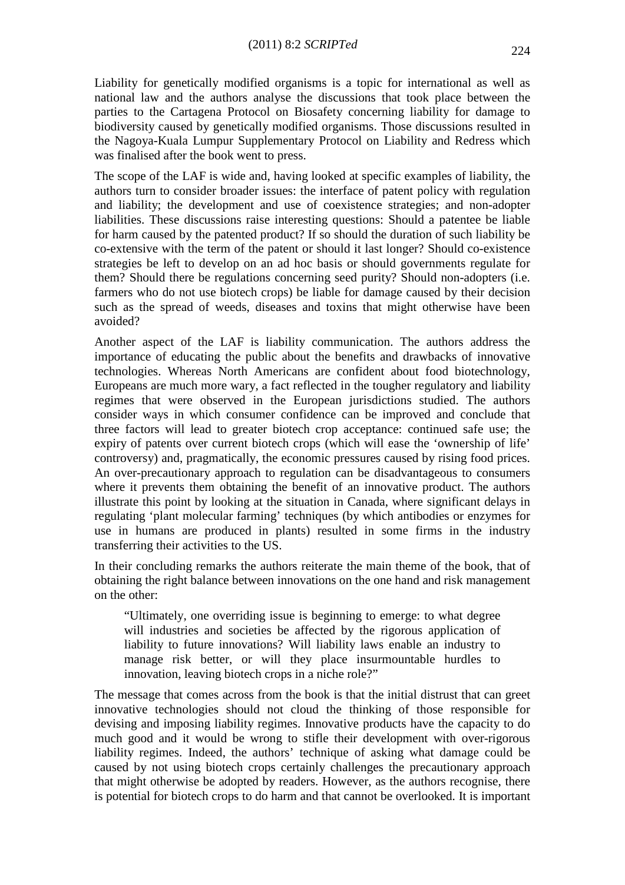Liability for genetically modified organisms is a topic for international as well as national law and the authors analyse the discussions that took place between the parties to the Cartagena Protocol on Biosafety concerning liability for damage to biodiversity caused by genetically modified organisms. Those discussions resulted in the Nagoya-Kuala Lumpur Supplementary Protocol on Liability and Redress which was finalised after the book went to press.

The scope of the LAF is wide and, having looked at specific examples of liability, the authors turn to consider broader issues: the interface of patent policy with regulation and liability; the development and use of coexistence strategies; and non-adopter liabilities. These discussions raise interesting questions: Should a patentee be liable for harm caused by the patented product? If so should the duration of such liability be co-extensive with the term of the patent or should it last longer? Should co-existence strategies be left to develop on an ad hoc basis or should governments regulate for them? Should there be regulations concerning seed purity? Should non-adopters (i.e. farmers who do not use biotech crops) be liable for damage caused by their decision such as the spread of weeds, diseases and toxins that might otherwise have been avoided?

Another aspect of the LAF is liability communication. The authors address the importance of educating the public about the benefits and drawbacks of innovative technologies. Whereas North Americans are confident about food biotechnology, Europeans are much more wary, a fact reflected in the tougher regulatory and liability regimes that were observed in the European jurisdictions studied. The authors consider ways in which consumer confidence can be improved and conclude that three factors will lead to greater biotech crop acceptance: continued safe use; the expiry of patents over current biotech crops (which will ease the 'ownership of life' controversy) and, pragmatically, the economic pressures caused by rising food prices. An over-precautionary approach to regulation can be disadvantageous to consumers where it prevents them obtaining the benefit of an innovative product. The authors illustrate this point by looking at the situation in Canada, where significant delays in regulating 'plant molecular farming' techniques (by which antibodies or enzymes for use in humans are produced in plants) resulted in some firms in the industry transferring their activities to the US.

In their concluding remarks the authors reiterate the main theme of the book, that of obtaining the right balance between innovations on the one hand and risk management on the other:

> "Ultimately, one overriding issue is beginning to emerge: to what degree will industries and societies be affected by the rigorous application of liability to future innovations? Will liability laws enable an industry to manage risk better, or will they place insurmountable hurdles to innovation, leaving biotech crops in a niche role?"

The message that comes across from the book is that the initial distrust that can greet innovative technologies should not cloud the thinking of those responsible for devising and imposing liability regimes. Innovative products have the capacity to do much good and it would be wrong to stifle their development with over-rigorous liability regimes. Indeed, the authors' technique of asking what damage could be caused by not using biotech crops certainly challenges the precautionary approach that might otherwise be adopted by readers. However, as the authors recognise, there is potential for biotech crops to do harm and that cannot be overlooked. It is important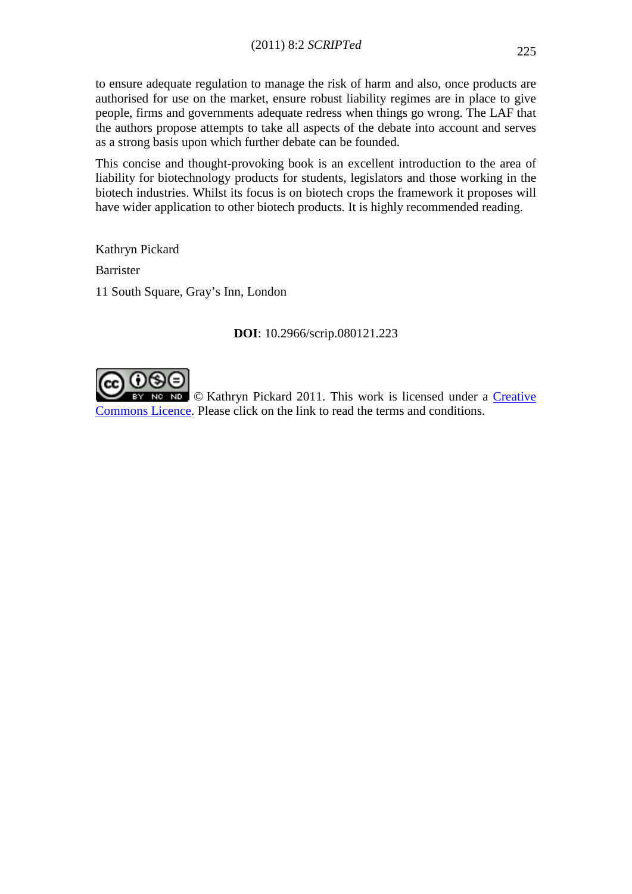to ensure adequate regulation to manage the risk of harm and also, once products are authorised for use on the market, ensure robust liability regimes are in place to give people, firms and governments adequate redress when things go wrong. The LAF that the authors propose attempts to take all aspects of the debate into account and serves as a strong basis upon which further debate can be founded.

This concise and thought-provoking book is an excellent introduction to the area of liability for biotechnology products for students, legislators and those working in the biotech industries. Whilst its focus is on biotech crops the framework it proposes will have wider application to other biotech products. It is highly recommended reading.

Kathryn Pickard

Barrister

11 South Square, Gray's Inn, London

**DOI**: 10.2966/scrip.080121.223

© Kathryn Pickard 2011. This work is licensed under a Creative Commons Licence. Please click on the link to read the terms and conditions.